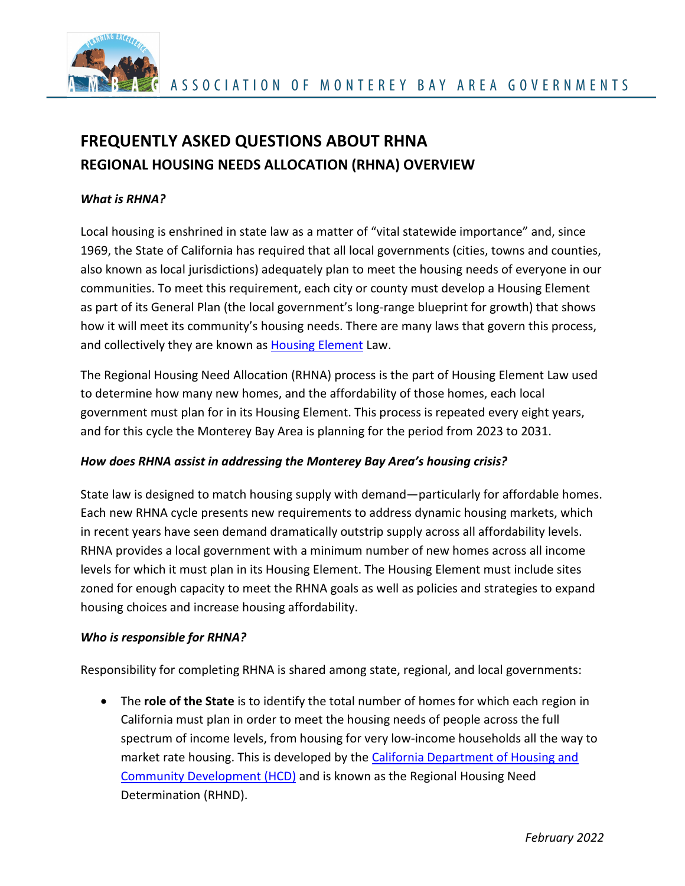ASSOCIATION OF MONTEREY BAY AREA GOVERNMENTS

# FREQUENTLY ASKED QUESTIONS ABOUT RHNA

## REGIONAL HOUSING NEEDS ALLOCATION (RHNA) OVERVIEW

### *What is RHNA?*

Local housing is enshrined in state law as a matter of "vital statewide importance" and, since 1969, the State of California has required that all local governments (cities, towns and counties, also known as local jurisdictions) adequately plan to meet the housing needs of everyone in our communities. To meet this requirement, each city or county must develop a Housing Element as part of its General Plan (the local government's long-range blueprint for growth) that shows how it will meet its community's housing needs. There are many laws that govern this process, and collectively they are known as Housing Element Law.

The Regional Housing Need Allocation (RHNA) process is the part of Housing Element Law used to determine how many new homes, and the affordability of those homes, each local government must plan for in its Housing Element. This process is repeated every eight years, and for this cycle the Monterey Bay Area is planning for the period from 2023 to 2031.

### *How does RHNA assist in addressing the Monterey Bay Area's housing crisis?*

State law is designed to match housing supply with demand—particularly for affordable homes. Each new RHNA cycle presents new requirements to address dynamic housing markets, which in recent years have seen demand dramatically outstrip supply across all affordability levels. RHNA provides a local government with a minimum number of new homes across all income levels for which it must plan in its Housing Element. The Housing Element must include sites zoned for enough capacity to meet the RHNA goals as well as policies and strategies to expand housing choices and increase housing affordability.

### *Who is responsible for RHNA?*

Responsibility for completing RHNA is shared among state, regional, and local governments:

- The **role of the State** is to identify the total number of homes for which each region in California must plan in order to meet the housing needs of people across the full spectrum of income levels, from housing for very low-income households all the way to market rate housing. This is developed by the California Department of Housing and Community Development (HCD) and is known as the Regional Housing Need Determination (RHND).

*February 2022*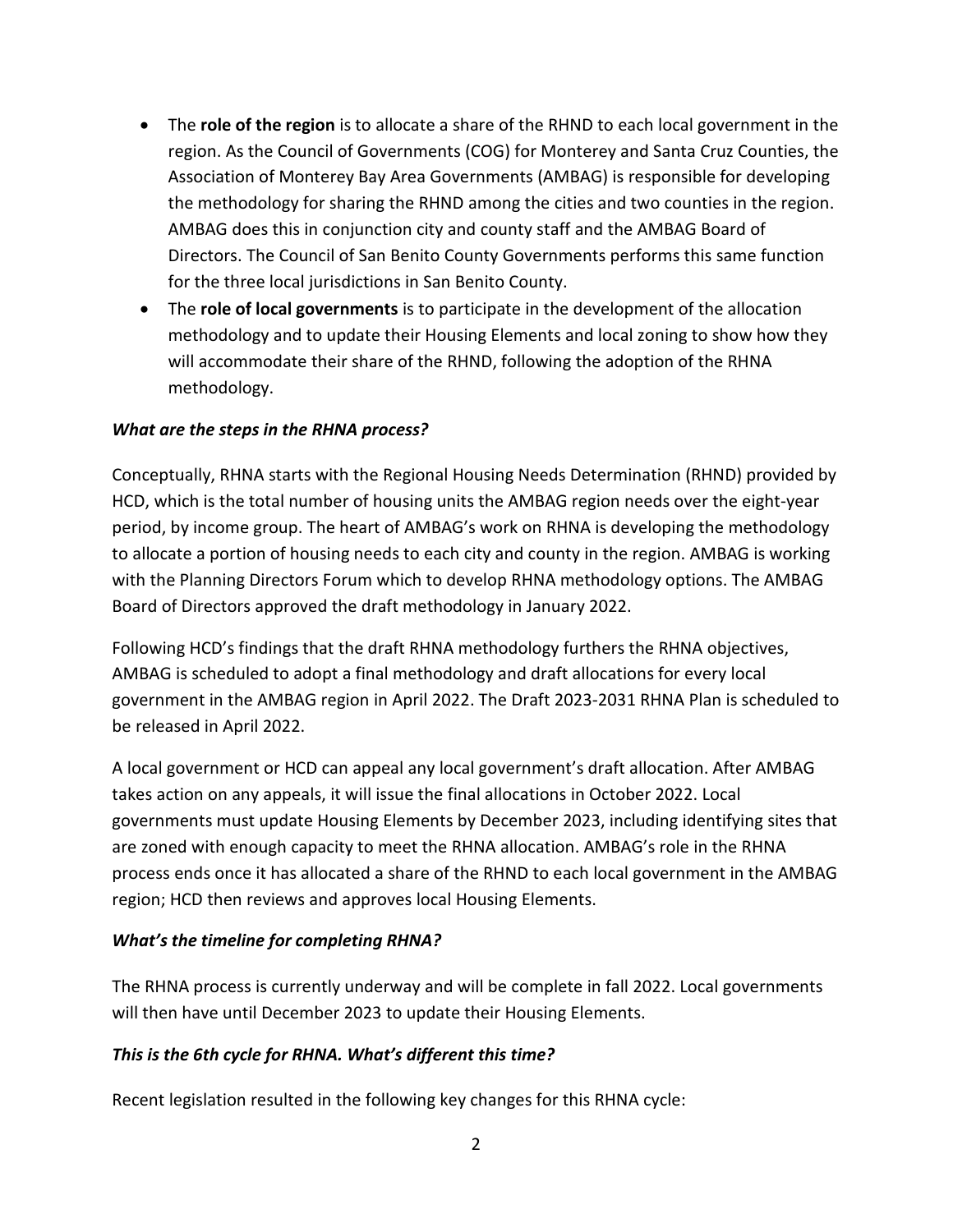- The **role of the region** is to allocate a share of the RHND to each local government in the region. As the Council of Governments (COG) for Monterey and Santa Cruz Counties, the Association of Monterey Bay Area Governments (AMBAG) is responsible for developing the methodology for sharing the RHND among the cities and two counties in the region. AMBAG does this in conjunction city and county staff and the AMBAG Board of Directors. The Council of San Benito County Governments performs this same function for the three local jurisdictions in San Benito County.
- The **role of local governments** is to participate in the development of the allocation methodology and to update their Housing Elements and local zoning to show how they will accommodate their share of the RHND, following the adoption of the RHNA methodology.

***What are the steps in the RHNA process?***

Conceptually, RHNA starts with the Regional Housing Needs Determination (RHND) provided by HCD, which is the total number of housing units the AMBAG region needs over the eight-year period, by income group. The heart of AMBAG's work on RHNA is developing the methodology to allocate a portion of housing needs to each city and county in the region. AMBAG is working with the Planning Directors Forum which to develop RHNA methodology options. The AMBAG Board of Directors approved the draft methodology in January 2022.

Following HCD's findings that the draft RHNA methodology furthers the RHNA objectives, AMBAG is scheduled to adopt a final methodology and draft allocations for every local government in the AMBAG region in April 2022. The Draft 2023-2031 RHNA Plan is scheduled to be released in April 2022.

A local government or HCD can appeal any local government's draft allocation. After AMBAG takes action on any appeals, it will issue the final allocations in October 2022. Local governments must update Housing Elements by December 2023, including identifying sites that are zoned with enough capacity to meet the RHNA allocation. AMBAG's role in the RHNA process ends once it has allocated a share of the RHND to each local government in the AMBAG region; HCD then reviews and approves local Housing Elements.

***What's the timeline for completing RHNA?***

The RHNA process is currently underway and will be complete in fall 2022. Local governments will then have until December 2023 to update their Housing Elements.

***This is the 6th cycle for RHNA. What's different this time?***

Recent legislation resulted in the following key changes for this RHNA cycle: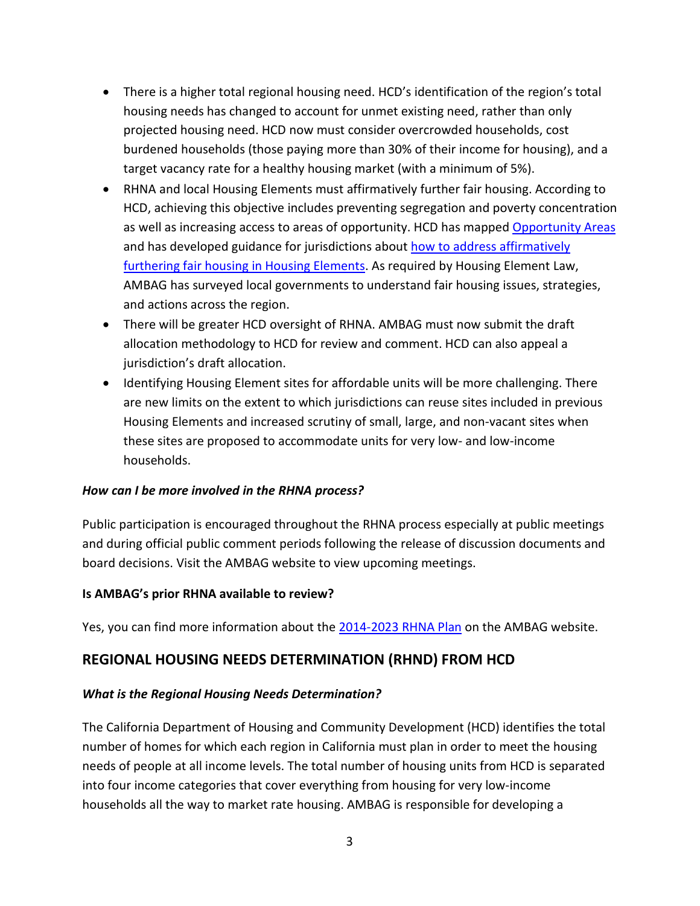- There is a higher total regional housing need. HCD's identification of the region's total housing needs has changed to account for unmet existing need, rather than only projected housing need. HCD now must consider overcrowded households, cost burdened households (those paying more than 30% of their income for housing), and a target vacancy rate for a healthy housing market (with a minimum of 5%).
- RHNA and local Housing Elements must affirmatively further fair housing. According to HCD, achieving this objective includes preventing segregation and poverty concentration as well as increasing access to areas of opportunity. HCD has mapped Opportunity Areas and has developed guidance for jurisdictions about how to address affirmatively furthering fair housing in Housing Elements. As required by Housing Element Law, AMBAG has surveyed local governments to understand fair housing issues, strategies, and actions across the region.
- There will be greater HCD oversight of RHNA. AMBAG must now submit the draft allocation methodology to HCD for review and comment. HCD can also appeal a jurisdiction's draft allocation.
- Identifying Housing Element sites for affordable units will be more challenging. There are new limits on the extent to which jurisdictions can reuse sites included in previous Housing Elements and increased scrutiny of small, large, and non-vacant sites when these sites are proposed to accommodate units for very low- and low-income households.

***How can I be more involved in the RHNA process?***

Public participation is encouraged throughout the RHNA process especially at public meetings and during official public comment periods following the release of discussion documents and board decisions. Visit the AMBAG website to view upcoming meetings.

**Is AMBAG's prior RHNA available to review?**

Yes, you can find more information about the 2014-2023 RHNA Plan on the AMBAG website.

## REGIONAL HOUSING NEEDS DETERMINATION (RHND) FROM HCD

***What is the Regional Housing Needs Determination?***

The California Department of Housing and Community Development (HCD) identifies the total number of homes for which each region in California must plan in order to meet the housing needs of people at all income levels. The total number of housing units from HCD is separated into four income categories that cover everything from housing for very low-income households all the way to market rate housing. AMBAG is responsible for developing a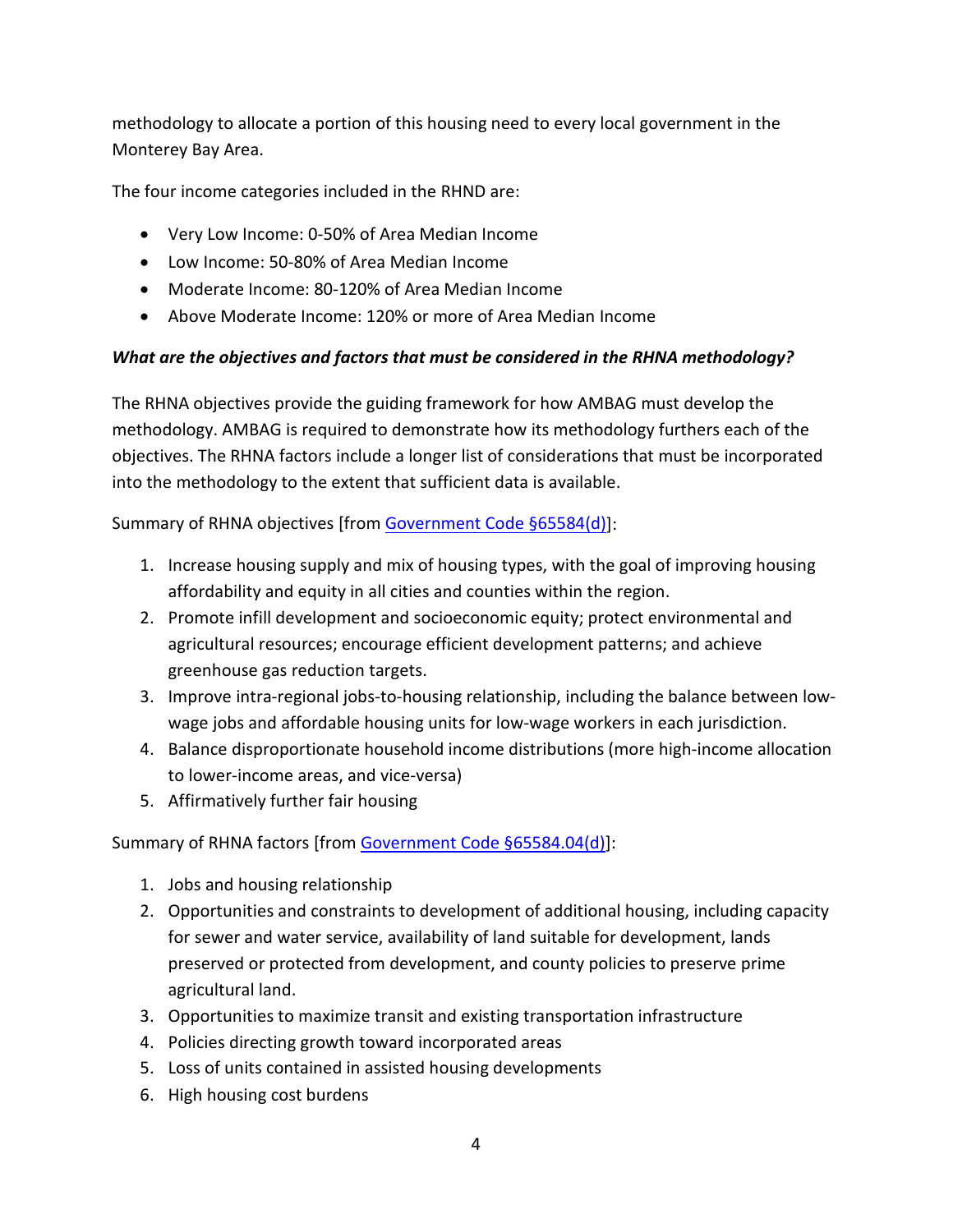methodology to allocate a portion of this housing need to every local government in the Monterey Bay Area.

The four income categories included in the RHND are:

- Very Low Income: 0-50% of Area Median Income
- Low Income: 50-80% of Area Median Income
- Moderate Income: 80-120% of Area Median Income
- Above Moderate Income: 120% or more of Area Median Income

***What are the objectives and factors that must be considered in the RHNA methodology?***

The RHNA objectives provide the guiding framework for how AMBAG must develop the methodology. AMBAG is required to demonstrate how its methodology furthers each of the objectives. The RHNA factors include a longer list of considerations that must be incorporated into the methodology to the extent that sufficient data is available.

Summary of RHNA objectives [from Government Code §65584(d)]:

1. Increase housing supply and mix of housing types, with the goal of improving housing affordability and equity in all cities and counties within the region.
2. Promote infill development and socioeconomic equity; protect environmental and agricultural resources; encourage efficient development patterns; and achieve greenhouse gas reduction targets.
3. Improve intra-regional jobs-to-housing relationship, including the balance between low-wage jobs and affordable housing units for low-wage workers in each jurisdiction.
4. Balance disproportionate household income distributions (more high-income allocation to lower-income areas, and vice-versa)
5. Affirmatively further fair housing

Summary of RHNA factors [from Government Code §65584.04(d)]:

1. Jobs and housing relationship
2. Opportunities and constraints to development of additional housing, including capacity for sewer and water service, availability of land suitable for development, lands preserved or protected from development, and county policies to preserve prime agricultural land.
3. Opportunities to maximize transit and existing transportation infrastructure
4. Policies directing growth toward incorporated areas
5. Loss of units contained in assisted housing developments
6. High housing cost burdens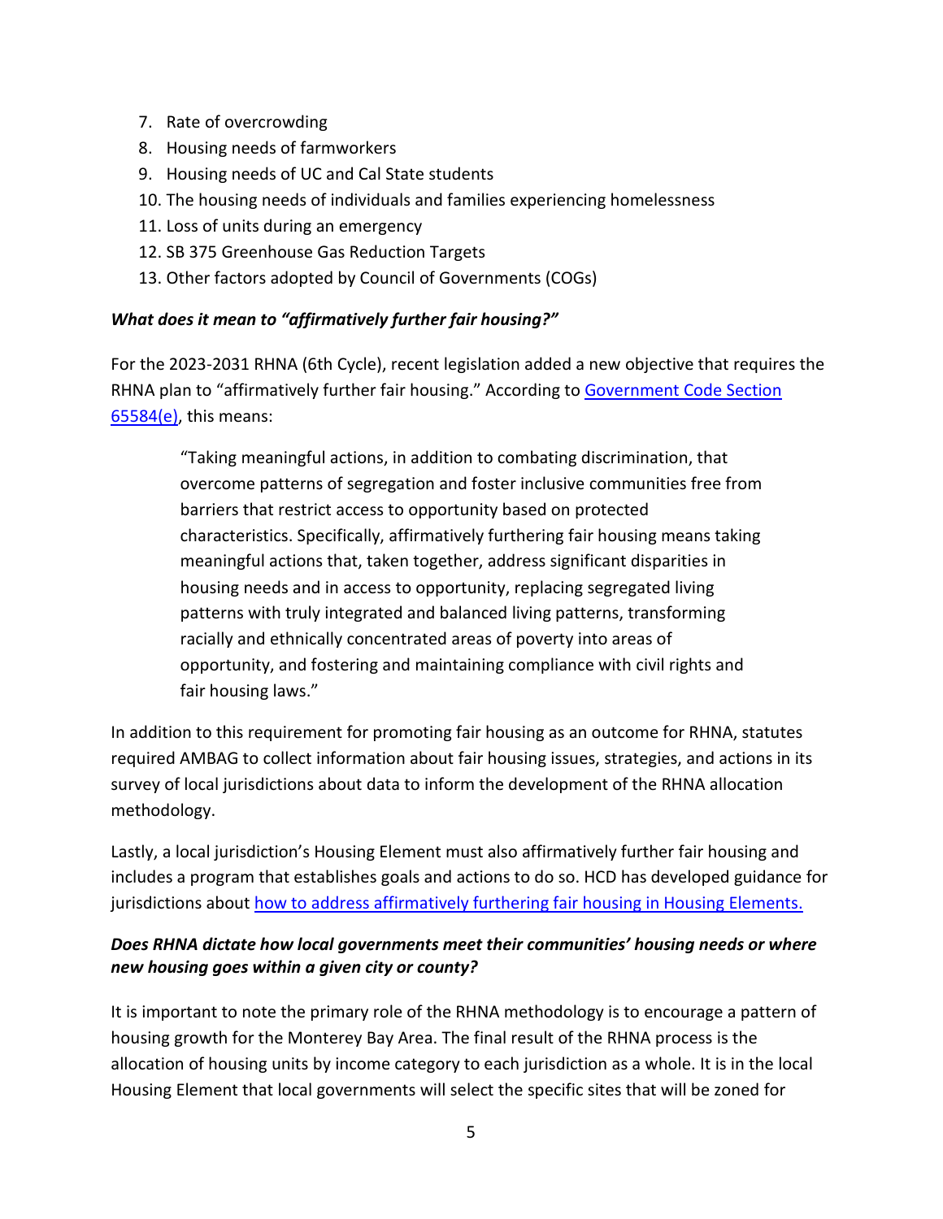7. Rate of overcrowding
8. Housing needs of farmworkers
9. Housing needs of UC and Cal State students
10. The housing needs of individuals and families experiencing homelessness
11. Loss of units during an emergency
12. SB 375 Greenhouse Gas Reduction Targets
13. Other factors adopted by Council of Governments (COGs)

***What does it mean to "affirmatively further fair housing?"***

For the 2023-2031 RHNA (6th Cycle), recent legislation added a new objective that requires the RHNA plan to "affirmatively further fair housing." According to [Government Code Section 65584(e)](), this means:

> "Taking meaningful actions, in addition to combating discrimination, that overcome patterns of segregation and foster inclusive communities free from barriers that restrict access to opportunity based on protected characteristics. Specifically, affirmatively furthering fair housing means taking meaningful actions that, taken together, address significant disparities in housing needs and in access to opportunity, replacing segregated living patterns with truly integrated and balanced living patterns, transforming racially and ethnically concentrated areas of poverty into areas of opportunity, and fostering and maintaining compliance with civil rights and fair housing laws."

In addition to this requirement for promoting fair housing as an outcome for RHNA, statutes required AMBAG to collect information about fair housing issues, strategies, and actions in its survey of local jurisdictions about data to inform the development of the RHNA allocation methodology.

Lastly, a local jurisdiction's Housing Element must also affirmatively further fair housing and includes a program that establishes goals and actions to do so. HCD has developed guidance for jurisdictions about [how to address affirmatively furthering fair housing in Housing Elements.]()

***Does RHNA dictate how local governments meet their communities' housing needs or where new housing goes within a given city or county?***

It is important to note the primary role of the RHNA methodology is to encourage a pattern of housing growth for the Monterey Bay Area. The final result of the RHNA process is the allocation of housing units by income category to each jurisdiction as a whole. It is in the local Housing Element that local governments will select the specific sites that will be zoned for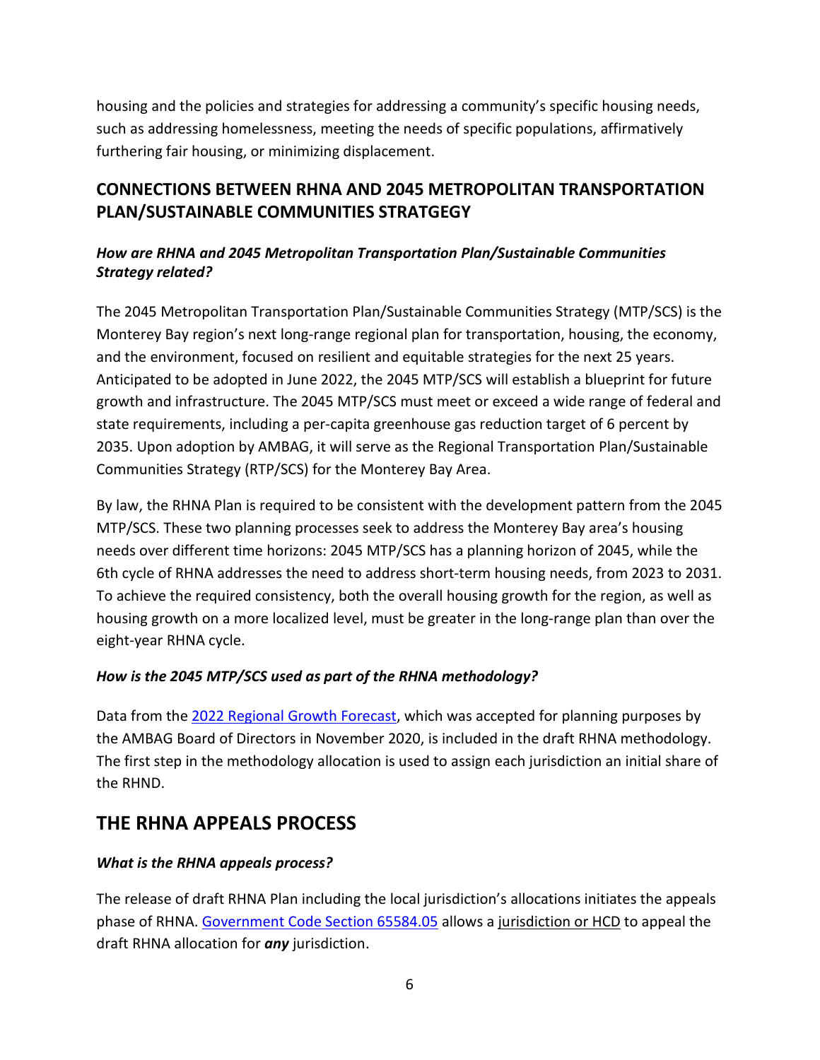housing and the policies and strategies for addressing a community's specific housing needs, such as addressing homelessness, meeting the needs of specific populations, affirmatively furthering fair housing, or minimizing displacement.

## CONNECTIONS BETWEEN RHNA AND 2045 METROPOLITAN TRANSPORTATION PLAN/SUSTAINABLE COMMUNITIES STRATGEGY

### *How are RHNA and 2045 Metropolitan Transportation Plan/Sustainable Communities Strategy related?*

The 2045 Metropolitan Transportation Plan/Sustainable Communities Strategy (MTP/SCS) is the Monterey Bay region's next long-range regional plan for transportation, housing, the economy, and the environment, focused on resilient and equitable strategies for the next 25 years. Anticipated to be adopted in June 2022, the 2045 MTP/SCS will establish a blueprint for future growth and infrastructure. The 2045 MTP/SCS must meet or exceed a wide range of federal and state requirements, including a per-capita greenhouse gas reduction target of 6 percent by 2035. Upon adoption by AMBAG, it will serve as the Regional Transportation Plan/Sustainable Communities Strategy (RTP/SCS) for the Monterey Bay Area.

By law, the RHNA Plan is required to be consistent with the development pattern from the 2045 MTP/SCS. These two planning processes seek to address the Monterey Bay area's housing needs over different time horizons: 2045 MTP/SCS has a planning horizon of 2045, while the 6th cycle of RHNA addresses the need to address short-term housing needs, from 2023 to 2031. To achieve the required consistency, both the overall housing growth for the region, as well as housing growth on a more localized level, must be greater in the long-range plan than over the eight-year RHNA cycle.

### *How is the 2045 MTP/SCS used as part of the RHNA methodology?*

Data from the 2022 Regional Growth Forecast, which was accepted for planning purposes by the AMBAG Board of Directors in November 2020, is included in the draft RHNA methodology. The first step in the methodology allocation is used to assign each jurisdiction an initial share of the RHND.

## THE RHNA APPEALS PROCESS

### *What is the RHNA appeals process?*

The release of draft RHNA Plan including the local jurisdiction's allocations initiates the appeals phase of RHNA. Government Code Section 65584.05 allows a jurisdiction or HCD to appeal the draft RHNA allocation for ***any*** jurisdiction.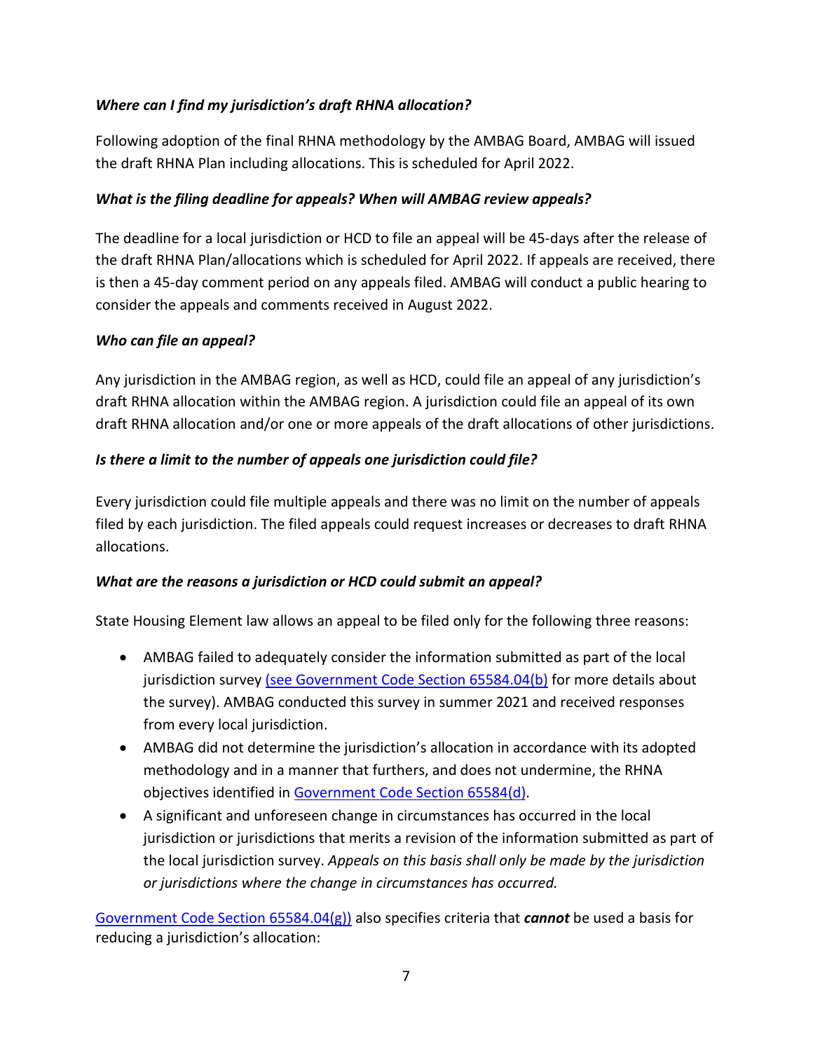***Where can I find my jurisdiction's draft RHNA allocation?***

Following adoption of the final RHNA methodology by the AMBAG Board, AMBAG will issued the draft RHNA Plan including allocations. This is scheduled for April 2022.

***What is the filing deadline for appeals? When will AMBAG review appeals?***

The deadline for a local jurisdiction or HCD to file an appeal will be 45-days after the release of the draft RHNA Plan/allocations which is scheduled for April 2022. If appeals are received, there is then a 45-day comment period on any appeals filed. AMBAG will conduct a public hearing to consider the appeals and comments received in August 2022.

***Who can file an appeal?***

Any jurisdiction in the AMBAG region, as well as HCD, could file an appeal of any jurisdiction's draft RHNA allocation within the AMBAG region. A jurisdiction could file an appeal of its own draft RHNA allocation and/or one or more appeals of the draft allocations of other jurisdictions.

***Is there a limit to the number of appeals one jurisdiction could file?***

Every jurisdiction could file multiple appeals and there was no limit on the number of appeals filed by each jurisdiction. The filed appeals could request increases or decreases to draft RHNA allocations.

***What are the reasons a jurisdiction or HCD could submit an appeal?***

State Housing Element law allows an appeal to be filed only for the following three reasons:

- AMBAG failed to adequately consider the information submitted as part of the local jurisdiction survey (see Government Code Section 65584.04(b) for more details about the survey). AMBAG conducted this survey in summer 2021 and received responses from every local jurisdiction.
- AMBAG did not determine the jurisdiction's allocation in accordance with its adopted methodology and in a manner that furthers, and does not undermine, the RHNA objectives identified in Government Code Section 65584(d).
- A significant and unforeseen change in circumstances has occurred in the local jurisdiction or jurisdictions that merits a revision of the information submitted as part of the local jurisdiction survey. *Appeals on this basis shall only be made by the jurisdiction or jurisdictions where the change in circumstances has occurred.*

Government Code Section 65584.04(g)) also specifies criteria that ***cannot*** be used a basis for reducing a jurisdiction's allocation: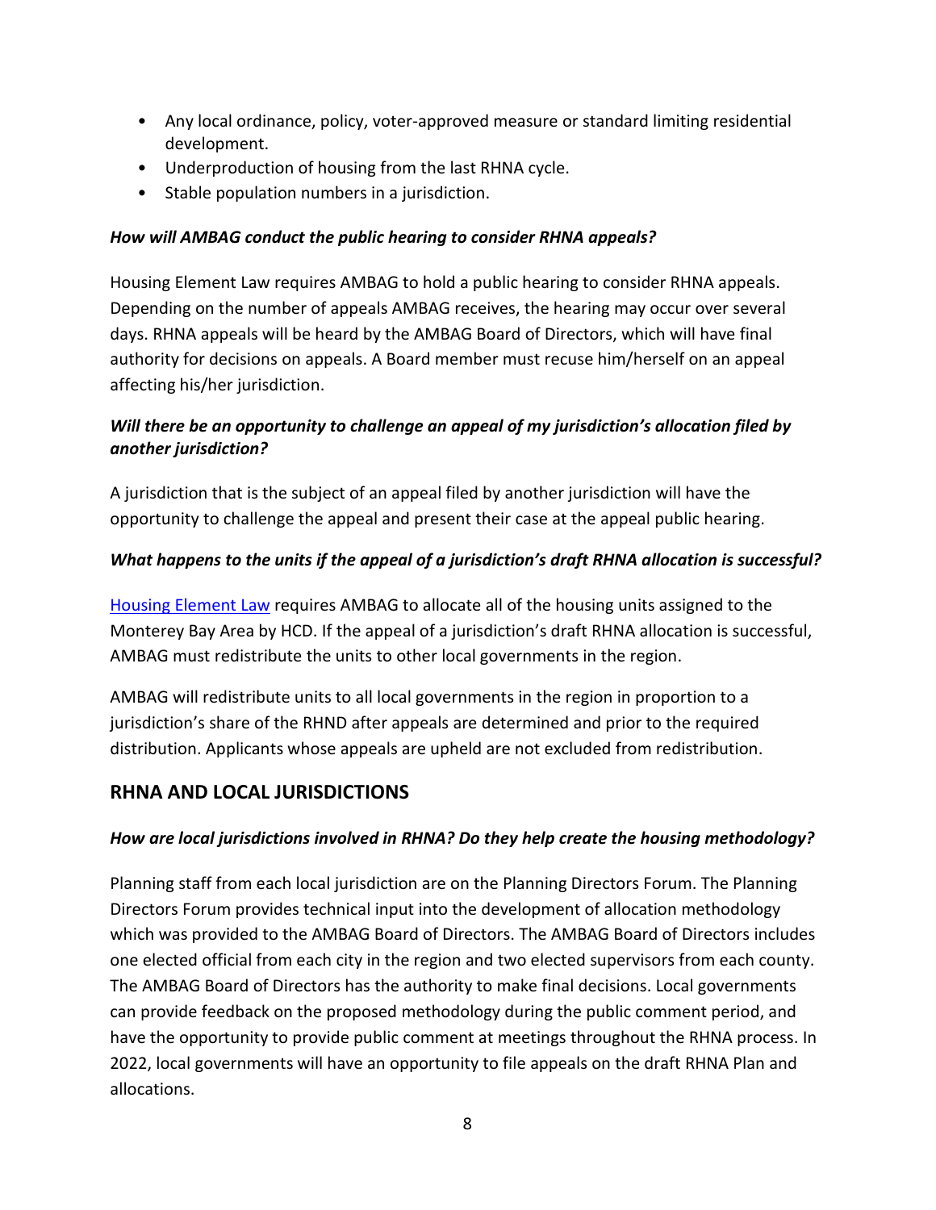- Any local ordinance, policy, voter-approved measure or standard limiting residential development.
- Underproduction of housing from the last RHNA cycle.
- Stable population numbers in a jurisdiction.

***How will AMBAG conduct the public hearing to consider RHNA appeals?***

Housing Element Law requires AMBAG to hold a public hearing to consider RHNA appeals. Depending on the number of appeals AMBAG receives, the hearing may occur over several days. RHNA appeals will be heard by the AMBAG Board of Directors, which will have final authority for decisions on appeals. A Board member must recuse him/herself on an appeal affecting his/her jurisdiction.

***Will there be an opportunity to challenge an appeal of my jurisdiction's allocation filed by another jurisdiction?***

A jurisdiction that is the subject of an appeal filed by another jurisdiction will have the opportunity to challenge the appeal and present their case at the appeal public hearing.

***What happens to the units if the appeal of a jurisdiction's draft RHNA allocation is successful?***

Housing Element Law requires AMBAG to allocate all of the housing units assigned to the Monterey Bay Area by HCD. If the appeal of a jurisdiction's draft RHNA allocation is successful, AMBAG must redistribute the units to other local governments in the region.

AMBAG will redistribute units to all local governments in the region in proportion to a jurisdiction's share of the RHND after appeals are determined and prior to the required distribution. Applicants whose appeals are upheld are not excluded from redistribution.

## RHNA AND LOCAL JURISDICTIONS

***How are local jurisdictions involved in RHNA? Do they help create the housing methodology?***

Planning staff from each local jurisdiction are on the Planning Directors Forum. The Planning Directors Forum provides technical input into the development of allocation methodology which was provided to the AMBAG Board of Directors. The AMBAG Board of Directors includes one elected official from each city in the region and two elected supervisors from each county. The AMBAG Board of Directors has the authority to make final decisions. Local governments can provide feedback on the proposed methodology during the public comment period, and have the opportunity to provide public comment at meetings throughout the RHNA process. In 2022, local governments will have an opportunity to file appeals on the draft RHNA Plan and allocations.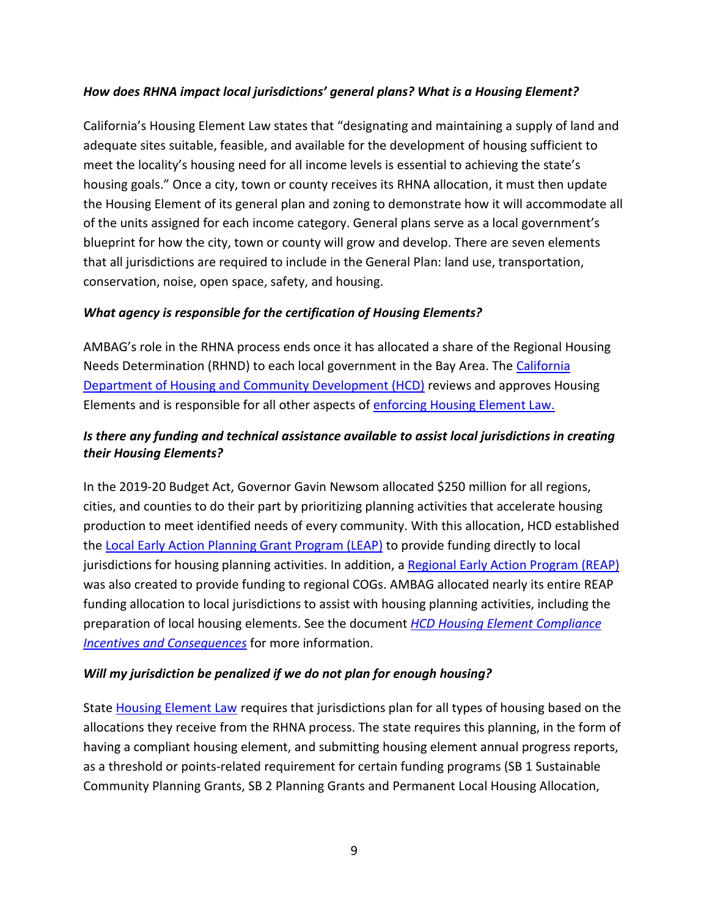***How does RHNA impact local jurisdictions' general plans? What is a Housing Element?***

California's Housing Element Law states that "designating and maintaining a supply of land and adequate sites suitable, feasible, and available for the development of housing sufficient to meet the locality's housing need for all income levels is essential to achieving the state's housing goals." Once a city, town or county receives its RHNA allocation, it must then update the Housing Element of its general plan and zoning to demonstrate how it will accommodate all of the units assigned for each income category. General plans serve as a local government's blueprint for how the city, town or county will grow and develop. There are seven elements that all jurisdictions are required to include in the General Plan: land use, transportation, conservation, noise, open space, safety, and housing.

***What agency is responsible for the certification of Housing Elements?***

AMBAG's role in the RHNA process ends once it has allocated a share of the Regional Housing Needs Determination (RHND) to each local government in the Bay Area. The California Department of Housing and Community Development (HCD) reviews and approves Housing Elements and is responsible for all other aspects of enforcing Housing Element Law.

***Is there any funding and technical assistance available to assist local jurisdictions in creating their Housing Elements?***

In the 2019-20 Budget Act, Governor Gavin Newsom allocated $250 million for all regions, cities, and counties to do their part by prioritizing planning activities that accelerate housing production to meet identified needs of every community. With this allocation, HCD established the Local Early Action Planning Grant Program (LEAP) to provide funding directly to local jurisdictions for housing planning activities. In addition, a Regional Early Action Program (REAP) was also created to provide funding to regional COGs. AMBAG allocated nearly its entire REAP funding allocation to local jurisdictions to assist with housing planning activities, including the preparation of local housing elements. See the document *HCD Housing Element Compliance Incentives and Consequences* for more information.

***Will my jurisdiction be penalized if we do not plan for enough housing?***

State Housing Element Law requires that jurisdictions plan for all types of housing based on the allocations they receive from the RHNA process. The state requires this planning, in the form of having a compliant housing element, and submitting housing element annual progress reports, as a threshold or points-related requirement for certain funding programs (SB 1 Sustainable Community Planning Grants, SB 2 Planning Grants and Permanent Local Housing Allocation,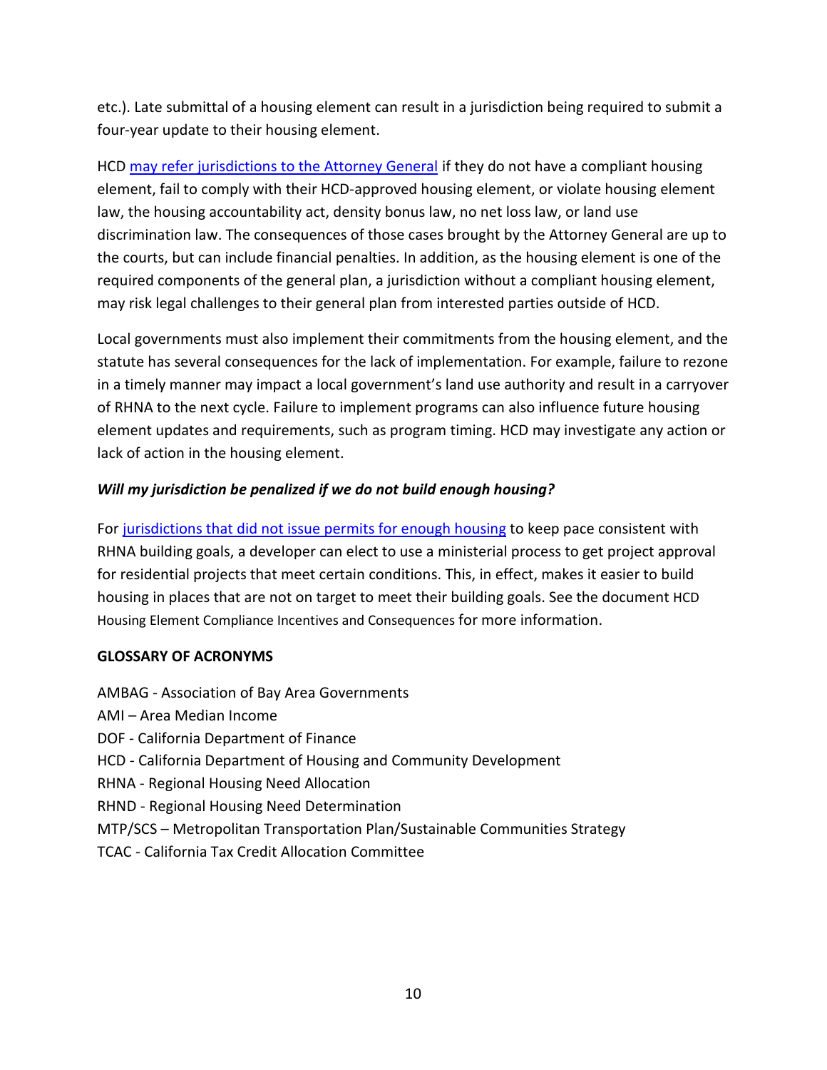etc.). Late submittal of a housing element can result in a jurisdiction being required to submit a four-year update to their housing element.

HCD may refer jurisdictions to the Attorney General if they do not have a compliant housing element, fail to comply with their HCD-approved housing element, or violate housing element law, the housing accountability act, density bonus law, no net loss law, or land use discrimination law. The consequences of those cases brought by the Attorney General are up to the courts, but can include financial penalties. In addition, as the housing element is one of the required components of the general plan, a jurisdiction without a compliant housing element, may risk legal challenges to their general plan from interested parties outside of HCD.

Local governments must also implement their commitments from the housing element, and the statute has several consequences for the lack of implementation. For example, failure to rezone in a timely manner may impact a local government's land use authority and result in a carryover of RHNA to the next cycle. Failure to implement programs can also influence future housing element updates and requirements, such as program timing. HCD may investigate any action or lack of action in the housing element.

***Will my jurisdiction be penalized if we do not build enough housing?***

For jurisdictions that did not issue permits for enough housing to keep pace consistent with RHNA building goals, a developer can elect to use a ministerial process to get project approval for residential projects that meet certain conditions. This, in effect, makes it easier to build housing in places that are not on target to meet their building goals. See the document HCD Housing Element Compliance Incentives and Consequences for more information.

**GLOSSARY OF ACRONYMS**

AMBAG - Association of Bay Area Governments
AMI – Area Median Income
DOF - California Department of Finance
HCD - California Department of Housing and Community Development
RHNA - Regional Housing Need Allocation
RHND - Regional Housing Need Determination
MTP/SCS – Metropolitan Transportation Plan/Sustainable Communities Strategy
TCAC - California Tax Credit Allocation Committee